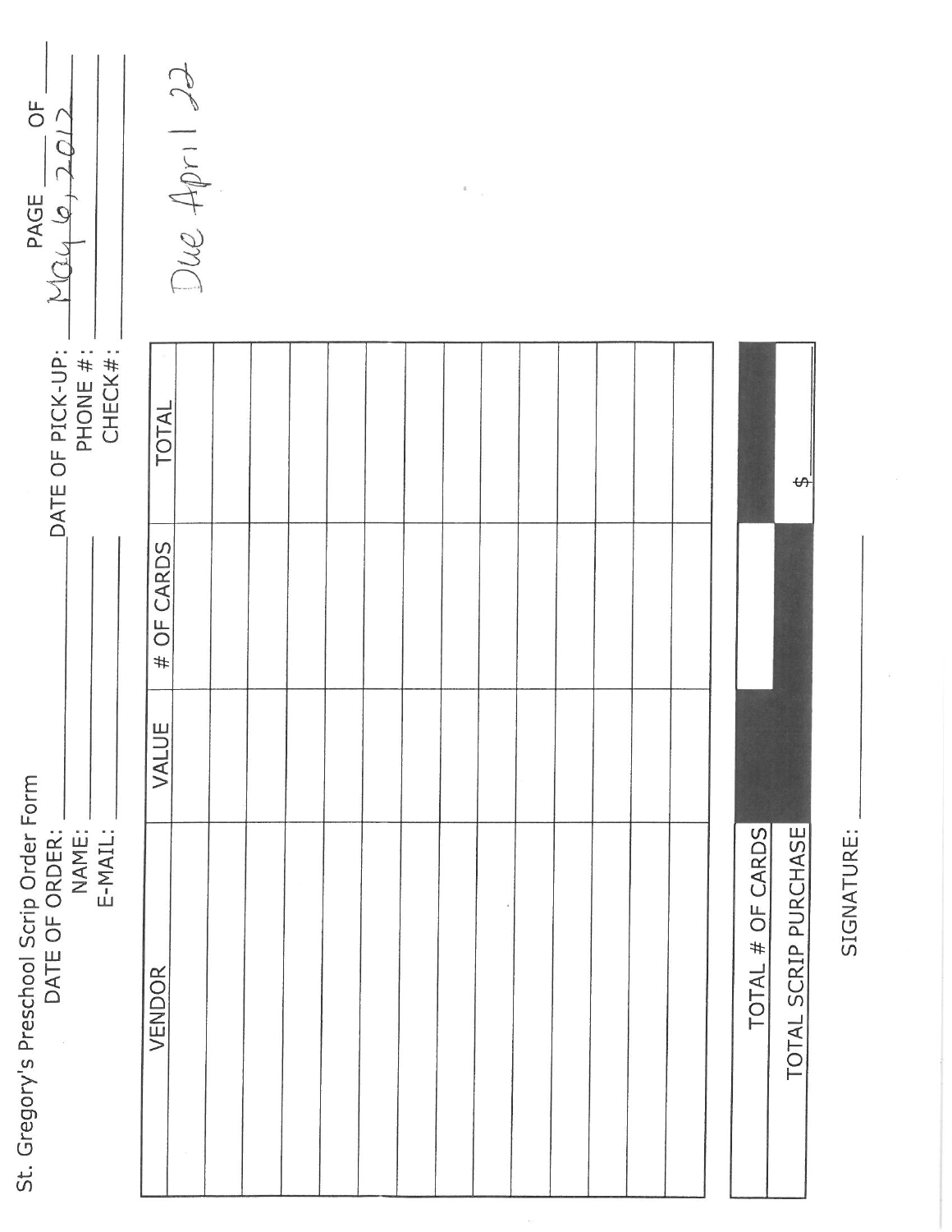St. Gregory's Preschool Scrip Order Form

DATE OF ORDER: ______________________ DATE OF PICK-UP: May 6, 2012 PAGE ____ OF ____

NAME: ______________________ PHONE #: ______________________

E-MAIL: ______________________ CHECK#: ______________________

Due April 22

| VENDOR | VALUE | # OF CARDS | TOTAL |
|---|---|---|---|
| | | | |
| | | | |
| | | | |
| | | | |
| | | | |
| | | | |
| | | | |
| | | | |
| | | | |
| | | | |
| | | | |
| | | | |
| | | | |
| | | | |

| | | | |
|---|---|---|---|
| TOTAL # OF CARDS | | | |
| TOTAL SCRIP PURCHASE | | | $ |

SIGNATURE: ______________________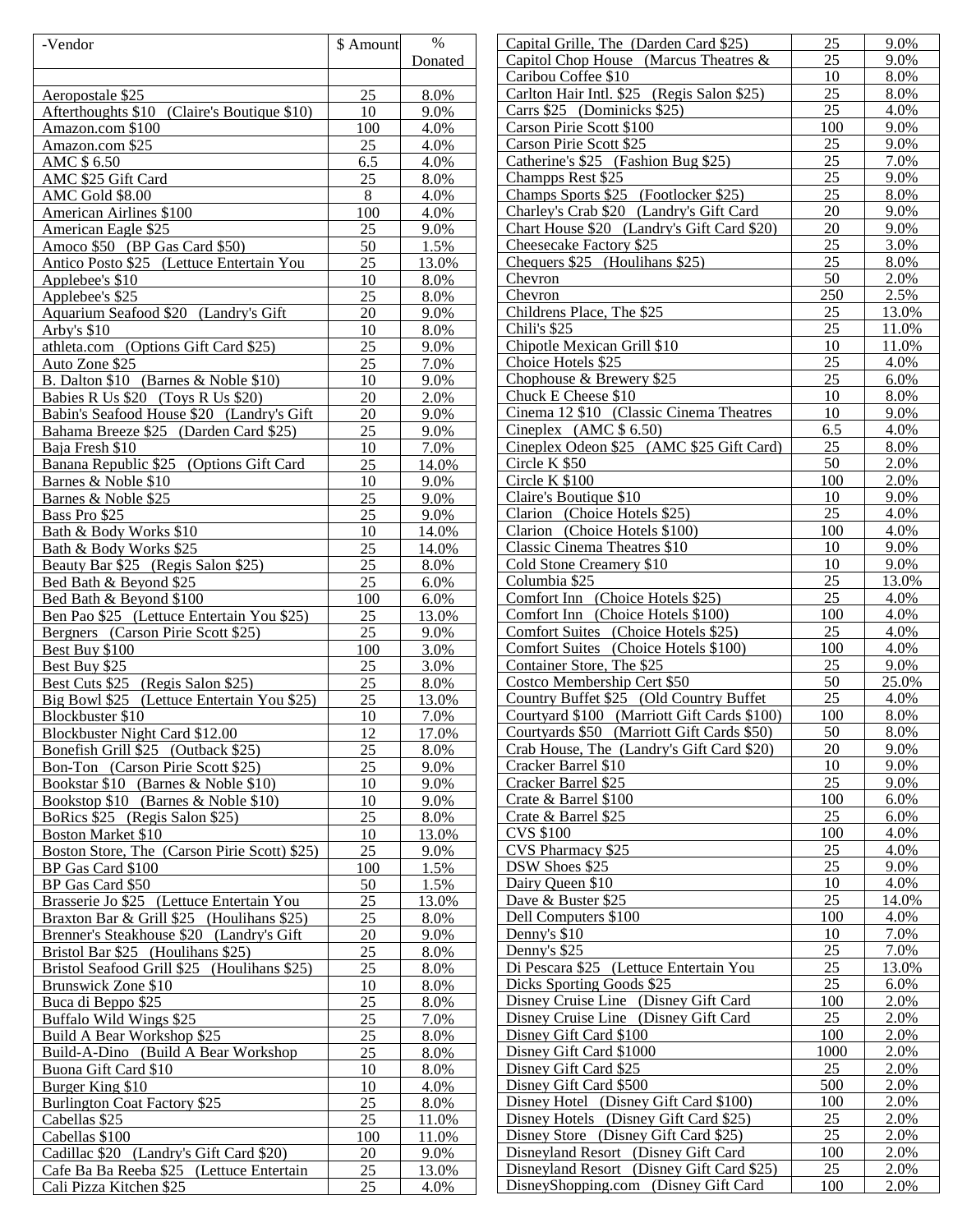| -Vendor | $ Amount | % Donated |
|---|---|---|
| | | |
| Aeropostale $25 | 25 | 8.0% |
| Afterthoughts $10 (Claire's Boutique $10) | 10 | 9.0% |
| Amazon.com $100 | 100 | 4.0% |
| Amazon.com $25 | 25 | 4.0% |
| AMC $ 6.50 | 6.5 | 4.0% |
| AMC $25 Gift Card | 25 | 8.0% |
| AMC Gold $8.00 | 8 | 4.0% |
| American Airlines $100 | 100 | 4.0% |
| American Eagle $25 | 25 | 9.0% |
| Amoco $50 (BP Gas Card $50) | 50 | 1.5% |
| Antico Posto $25 (Lettuce Entertain You | 25 | 13.0% |
| Applebee's $10 | 10 | 8.0% |
| Applebee's $25 | 25 | 8.0% |
| Aquarium Seafood $20 (Landry's Gift | 20 | 9.0% |
| Arby's $10 | 10 | 8.0% |
| athleta.com (Options Gift Card $25) | 25 | 9.0% |
| Auto Zone $25 | 25 | 7.0% |
| B. Dalton $10 (Barnes & Noble $10) | 10 | 9.0% |
| Babies R Us $20 (Toys R Us $20) | 20 | 2.0% |
| Babin's Seafood House $20 (Landry's Gift | 20 | 9.0% |
| Bahama Breeze $25 (Darden Card $25) | 25 | 9.0% |
| Baja Fresh $10 | 10 | 7.0% |
| Banana Republic $25 (Options Gift Card | 25 | 14.0% |
| Barnes & Noble $10 | 10 | 9.0% |
| Barnes & Noble $25 | 25 | 9.0% |
| Bass Pro $25 | 25 | 9.0% |
| Bath & Body Works $10 | 10 | 14.0% |
| Bath & Body Works $25 | 25 | 14.0% |
| Beauty Bar $25 (Regis Salon $25) | 25 | 8.0% |
| Bed Bath & Beyond $25 | 25 | 6.0% |
| Bed Bath & Beyond $100 | 100 | 6.0% |
| Ben Pao $25 (Lettuce Entertain You $25) | 25 | 13.0% |
| Bergners (Carson Pirie Scott $25) | 25 | 9.0% |
| Best Buy $100 | 100 | 3.0% |
| Best Buy $25 | 25 | 3.0% |
| Best Cuts $25 (Regis Salon $25) | 25 | 8.0% |
| Big Bowl $25 (Lettuce Entertain You $25) | 25 | 13.0% |
| Blockbuster $10 | 10 | 7.0% |
| Blockbuster Night Card $12.00 | 12 | 17.0% |
| Bonefish Grill $25 (Outback $25) | 25 | 8.0% |
| Bon-Ton (Carson Pirie Scott $25) | 25 | 9.0% |
| Bookstar $10 (Barnes & Noble $10) | 10 | 9.0% |
| Bookstop $10 (Barnes & Noble $10) | 10 | 9.0% |
| BoRics $25 (Regis Salon $25) | 25 | 8.0% |
| Boston Market $10 | 10 | 13.0% |
| Boston Store, The (Carson Pirie Scott) $25) | 25 | 9.0% |
| BP Gas Card $100 | 100 | 1.5% |
| BP Gas Card $50 | 50 | 1.5% |
| Brasserie Jo $25 (Lettuce Entertain You | 25 | 13.0% |
| Braxton Bar & Grill $25 (Houlihans $25) | 25 | 8.0% |
| Brenner's Steakhouse $20 (Landry's Gift | 20 | 9.0% |
| Bristol Bar $25 (Houlihans $25) | 25 | 8.0% |
| Bristol Seafood Grill $25 (Houlihans $25) | 25 | 8.0% |
| Brunswick Zone $10 | 10 | 8.0% |
| Buca di Beppo $25 | 25 | 8.0% |
| Buffalo Wild Wings $25 | 25 | 7.0% |
| Build A Bear Workshop $25 | 25 | 8.0% |
| Build-A-Dino (Build A Bear Workshop | 25 | 8.0% |
| Buona Gift Card $10 | 10 | 8.0% |
| Burger King $10 | 10 | 4.0% |
| Burlington Coat Factory $25 | 25 | 8.0% |
| Cabellas $25 | 25 | 11.0% |
| Cabellas $100 | 100 | 11.0% |
| Cadillac $20 (Landry's Gift Card $20) | 20 | 9.0% |
| Cafe Ba Ba Reeba $25 (Lettuce Entertain | 25 | 13.0% |
| Cali Pizza Kitchen $25 | 25 | 4.0% |
| Capital Grille, The (Darden Card $25) | 25 | 9.0% |
| Capitol Chop House (Marcus Theatres & | 25 | 9.0% |
| Caribou Coffee $10 | 10 | 8.0% |
| Carlton Hair Intl. $25 (Regis Salon $25) | 25 | 8.0% |
| Carrs $25 (Dominicks $25) | 25 | 4.0% |
| Carson Pirie Scott $100 | 100 | 9.0% |
| Carson Pirie Scott $25 | 25 | 9.0% |
| Catherine's $25 (Fashion Bug $25) | 25 | 7.0% |
| Champps Rest $25 | 25 | 9.0% |
| Champs Sports $25 (Footlocker $25) | 25 | 8.0% |
| Charley's Crab $20 (Landry's Gift Card | 20 | 9.0% |
| Chart House $20 (Landry's Gift Card $20) | 20 | 9.0% |
| Cheesecake Factory $25 | 25 | 3.0% |
| Chequers $25 (Houlihans $25) | 25 | 8.0% |
| Chevron | 50 | 2.0% |
| Chevron | 250 | 2.5% |
| Childrens Place, The $25 | 25 | 13.0% |
| Chili's $25 | 25 | 11.0% |
| Chipotle Mexican Grill $10 | 10 | 11.0% |
| Choice Hotels $25 | 25 | 4.0% |
| Chophouse & Brewery $25 | 25 | 6.0% |
| Chuck E Cheese $10 | 10 | 8.0% |
| Cinema 12 $10 (Classic Cinema Theatres | 10 | 9.0% |
| Cineplex (AMC $ 6.50) | 6.5 | 4.0% |
| Cineplex Odeon $25 (AMC $25 Gift Card) | 25 | 8.0% |
| Circle K $50 | 50 | 2.0% |
| Circle K $100 | 100 | 2.0% |
| Claire's Boutique $10 | 10 | 9.0% |
| Clarion (Choice Hotels $25) | 25 | 4.0% |
| Clarion (Choice Hotels $100) | 100 | 4.0% |
| Classic Cinema Theatres $10 | 10 | 9.0% |
| Cold Stone Creamery $10 | 10 | 9.0% |
| Columbia $25 | 25 | 13.0% |
| Comfort Inn (Choice Hotels $25) | 25 | 4.0% |
| Comfort Inn (Choice Hotels $100) | 100 | 4.0% |
| Comfort Suites (Choice Hotels $25) | 25 | 4.0% |
| Comfort Suites (Choice Hotels $100) | 100 | 4.0% |
| Container Store, The $25 | 25 | 9.0% |
| Costco Membership Cert $50 | 50 | 25.0% |
| Country Buffet $25 (Old Country Buffet | 25 | 4.0% |
| Courtyard $100 (Marriott Gift Cards $100) | 100 | 8.0% |
| Courtyards $50 (Marriott Gift Cards $50) | 50 | 8.0% |
| Crab House, The (Landry's Gift Card $20) | 20 | 9.0% |
| Cracker Barrel $10 | 10 | 9.0% |
| Cracker Barrel $25 | 25 | 9.0% |
| Crate & Barrel $100 | 100 | 6.0% |
| Crate & Barrel $25 | 25 | 6.0% |
| CVS $100 | 100 | 4.0% |
| CVS Pharmacy $25 | 25 | 4.0% |
| DSW Shoes $25 | 25 | 9.0% |
| Dairy Queen $10 | 10 | 4.0% |
| Dave & Buster $25 | 25 | 14.0% |
| Dell Computers $100 | 100 | 4.0% |
| Denny's $10 | 10 | 7.0% |
| Denny's $25 | 25 | 7.0% |
| Di Pescara $25 (Lettuce Entertain You | 25 | 13.0% |
| Dicks Sporting Goods $25 | 25 | 6.0% |
| Disney Cruise Line (Disney Gift Card | 100 | 2.0% |
| Disney Cruise Line (Disney Gift Card | 25 | 2.0% |
| Disney Gift Card $100 | 100 | 2.0% |
| Disney Gift Card $1000 | 1000 | 2.0% |
| Disney Gift Card $25 | 25 | 2.0% |
| Disney Gift Card $500 | 500 | 2.0% |
| Disney Hotel (Disney Gift Card $100) | 100 | 2.0% |
| Disney Hotels (Disney Gift Card $25) | 25 | 2.0% |
| Disney Store (Disney Gift Card $25) | 25 | 2.0% |
| Disneyland Resort (Disney Gift Card | 100 | 2.0% |
| Disneyland Resort (Disney Gift Card $25) | 25 | 2.0% |
| DisneyShopping.com (Disney Gift Card | 100 | 2.0% |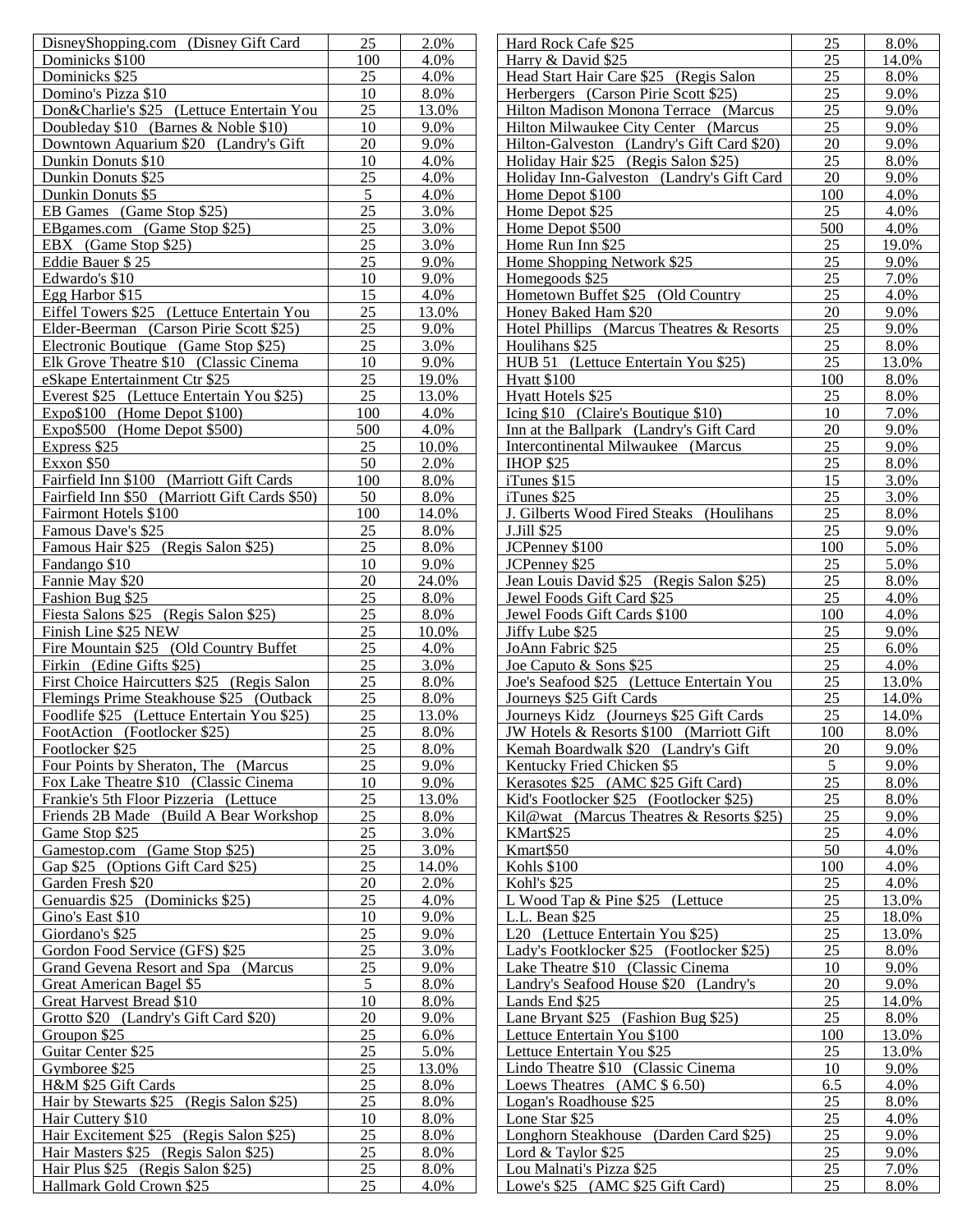| | | |
|---|---|---|
| DisneyShopping.com (Disney Gift Card | 25 | 2.0% |
| Dominicks $100 | 100 | 4.0% |
| Dominicks $25 | 25 | 4.0% |
| Domino's Pizza $10 | 10 | 8.0% |
| Don&Charlie's $25 (Lettuce Entertain You | 25 | 13.0% |
| Doubleday $10 (Barnes & Noble $10) | 10 | 9.0% |
| Downtown Aquarium $20 (Landry's Gift | 20 | 9.0% |
| Dunkin Donuts $10 | 10 | 4.0% |
| Dunkin Donuts $25 | 25 | 4.0% |
| Dunkin Donuts $5 | 5 | 4.0% |
| EB Games (Game Stop $25) | 25 | 3.0% |
| EBgames.com (Game Stop $25) | 25 | 3.0% |
| EBX (Game Stop $25) | 25 | 3.0% |
| Eddie Bauer $ 25 | 25 | 9.0% |
| Edwardo's $10 | 10 | 9.0% |
| Egg Harbor $15 | 15 | 4.0% |
| Eiffel Towers $25 (Lettuce Entertain You | 25 | 13.0% |
| Elder-Beerman (Carson Pirie Scott $25) | 25 | 9.0% |
| Electronic Boutique (Game Stop $25) | 25 | 3.0% |
| Elk Grove Theatre $10 (Classic Cinema | 10 | 9.0% |
| eSkape Entertainment Ctr $25 | 25 | 19.0% |
| Everest $25 (Lettuce Entertain You $25) | 25 | 13.0% |
| Expo$100 (Home Depot $100) | 100 | 4.0% |
| Expo$500 (Home Depot $500) | 500 | 4.0% |
| Express $25 | 25 | 10.0% |
| Exxon $50 | 50 | 2.0% |
| Fairfield Inn $100 (Marriott Gift Cards | 100 | 8.0% |
| Fairfield Inn $50 (Marriott Gift Cards $50) | 50 | 8.0% |
| Fairmont Hotels $100 | 100 | 14.0% |
| Famous Dave's $25 | 25 | 8.0% |
| Famous Hair $25 (Regis Salon $25) | 25 | 8.0% |
| Fandango $10 | 10 | 9.0% |
| Fannie May $20 | 20 | 24.0% |
| Fashion Bug $25 | 25 | 8.0% |
| Fiesta Salons $25 (Regis Salon $25) | 25 | 8.0% |
| Finish Line $25 NEW | 25 | 10.0% |
| Fire Mountain $25 (Old Country Buffet | 25 | 4.0% |
| Firkin (Edine Gifts $25) | 25 | 3.0% |
| First Choice Haircutters $25 (Regis Salon | 25 | 8.0% |
| Flemings Prime Steakhouse $25 (Outback | 25 | 8.0% |
| Foodlife $25 (Lettuce Entertain You $25) | 25 | 13.0% |
| FootAction (Footlocker $25) | 25 | 8.0% |
| Footlocker $25 | 25 | 8.0% |
| Four Points by Sheraton, The (Marcus | 25 | 9.0% |
| Fox Lake Theatre $10 (Classic Cinema | 10 | 9.0% |
| Frankie's 5th Floor Pizzeria (Lettuce | 25 | 13.0% |
| Friends 2B Made (Build A Bear Workshop | 25 | 8.0% |
| Game Stop $25 | 25 | 3.0% |
| Gamestop.com (Game Stop $25) | 25 | 3.0% |
| Gap $25 (Options Gift Card $25) | 25 | 14.0% |
| Garden Fresh $20 | 20 | 2.0% |
| Genuardis $25 (Dominicks $25) | 25 | 4.0% |
| Gino's East $10 | 10 | 9.0% |
| Giordano's $25 | 25 | 9.0% |
| Gordon Food Service (GFS) $25 | 25 | 3.0% |
| Grand Gevena Resort and Spa (Marcus | 25 | 9.0% |
| Great American Bagel $5 | 5 | 8.0% |
| Great Harvest Bread $10 | 10 | 8.0% |
| Grotto $20 (Landry's Gift Card $20) | 20 | 9.0% |
| Groupon $25 | 25 | 6.0% |
| Guitar Center $25 | 25 | 5.0% |
| Gymboree $25 | 25 | 13.0% |
| H&M $25 Gift Cards | 25 | 8.0% |
| Hair by Stewarts $25 (Regis Salon $25) | 25 | 8.0% |
| Hair Cuttery $10 | 10 | 8.0% |
| Hair Excitement $25 (Regis Salon $25) | 25 | 8.0% |
| Hair Masters $25 (Regis Salon $25) | 25 | 8.0% |
| Hair Plus $25 (Regis Salon $25) | 25 | 8.0% |
| Hallmark Gold Crown $25 | 25 | 4.0% |
| Hard Rock Cafe $25 | 25 | 8.0% |
| Harry & David $25 | 25 | 14.0% |
| Head Start Hair Care $25 (Regis Salon | 25 | 8.0% |
| Herbergers (Carson Pirie Scott $25) | 25 | 9.0% |
| Hilton Madison Monona Terrace (Marcus | 25 | 9.0% |
| Hilton Milwaukee City Center (Marcus | 25 | 9.0% |
| Hilton-Galveston (Landry's Gift Card $20) | 20 | 9.0% |
| Holiday Hair $25 (Regis Salon $25) | 25 | 8.0% |
| Holiday Inn-Galveston (Landry's Gift Card | 20 | 9.0% |
| Home Depot $100 | 100 | 4.0% |
| Home Depot $25 | 25 | 4.0% |
| Home Depot $500 | 500 | 4.0% |
| Home Run Inn $25 | 25 | 19.0% |
| Home Shopping Network $25 | 25 | 9.0% |
| Homegoods $25 | 25 | 7.0% |
| Hometown Buffet $25 (Old Country | 25 | 4.0% |
| Honey Baked Ham $20 | 20 | 9.0% |
| Hotel Phillips (Marcus Theatres & Resorts | 25 | 9.0% |
| Houlihans $25 | 25 | 8.0% |
| HUB 51 (Lettuce Entertain You $25) | 25 | 13.0% |
| Hyatt $100 | 100 | 8.0% |
| Hyatt Hotels $25 | 25 | 8.0% |
| Icing $10 (Claire's Boutique $10) | 10 | 7.0% |
| Inn at the Ballpark (Landry's Gift Card | 20 | 9.0% |
| Intercontinental Milwaukee (Marcus | 25 | 9.0% |
| IHOP $25 | 25 | 8.0% |
| iTunes $15 | 15 | 3.0% |
| iTunes $25 | 25 | 3.0% |
| J. Gilberts Wood Fired Steaks (Houlihans | 25 | 8.0% |
| J.Jill $25 | 25 | 9.0% |
| JCPenney $100 | 100 | 5.0% |
| JCPenney $25 | 25 | 5.0% |
| Jean Louis David $25 (Regis Salon $25) | 25 | 8.0% |
| Jewel Foods Gift Card $25 | 25 | 4.0% |
| Jewel Foods Gift Cards $100 | 100 | 4.0% |
| Jiffy Lube $25 | 25 | 9.0% |
| JoAnn Fabric $25 | 25 | 6.0% |
| Joe Caputo & Sons $25 | 25 | 4.0% |
| Joe's Seafood $25 (Lettuce Entertain You | 25 | 13.0% |
| Journeys $25 Gift Cards | 25 | 14.0% |
| Journeys Kidz (Journeys $25 Gift Cards | 25 | 14.0% |
| JW Hotels & Resorts $100 (Marriott Gift | 100 | 8.0% |
| Kemah Boardwalk $20 (Landry's Gift | 20 | 9.0% |
| Kentucky Fried Chicken $5 | 5 | 9.0% |
| Kerasotes $25 (AMC $25 Gift Card) | 25 | 8.0% |
| Kid's Footlocker $25 (Footlocker $25) | 25 | 8.0% |
| Kil@wat (Marcus Theatres & Resorts $25) | 25 | 9.0% |
| KMart$25 | 25 | 4.0% |
| Kmart$50 | 50 | 4.0% |
| Kohls $100 | 100 | 4.0% |
| Kohl's $25 | 25 | 4.0% |
| L Wood Tap & Pine $25 (Lettuce | 25 | 13.0% |
| L.L. Bean $25 | 25 | 18.0% |
| L20 (Lettuce Entertain You $25) | 25 | 13.0% |
| Lady's Footklocker $25 (Footlocker $25) | 25 | 8.0% |
| Lake Theatre $10 (Classic Cinema | 10 | 9.0% |
| Landry's Seafood House $20 (Landry's | 20 | 9.0% |
| Lands End $25 | 25 | 14.0% |
| Lane Bryant $25 (Fashion Bug $25) | 25 | 8.0% |
| Lettuce Entertain You $100 | 100 | 13.0% |
| Lettuce Entertain You $25 | 25 | 13.0% |
| Lindo Theatre $10 (Classic Cinema | 10 | 9.0% |
| Loews Theatres (AMC $ 6.50) | 6.5 | 4.0% |
| Logan's Roadhouse $25 | 25 | 8.0% |
| Lone Star $25 | 25 | 4.0% |
| Longhorn Steakhouse (Darden Card $25) | 25 | 9.0% |
| Lord & Taylor $25 | 25 | 9.0% |
| Lou Malnati's Pizza $25 | 25 | 7.0% |
| Lowe's $25 (AMC $25 Gift Card) | 25 | 8.0% |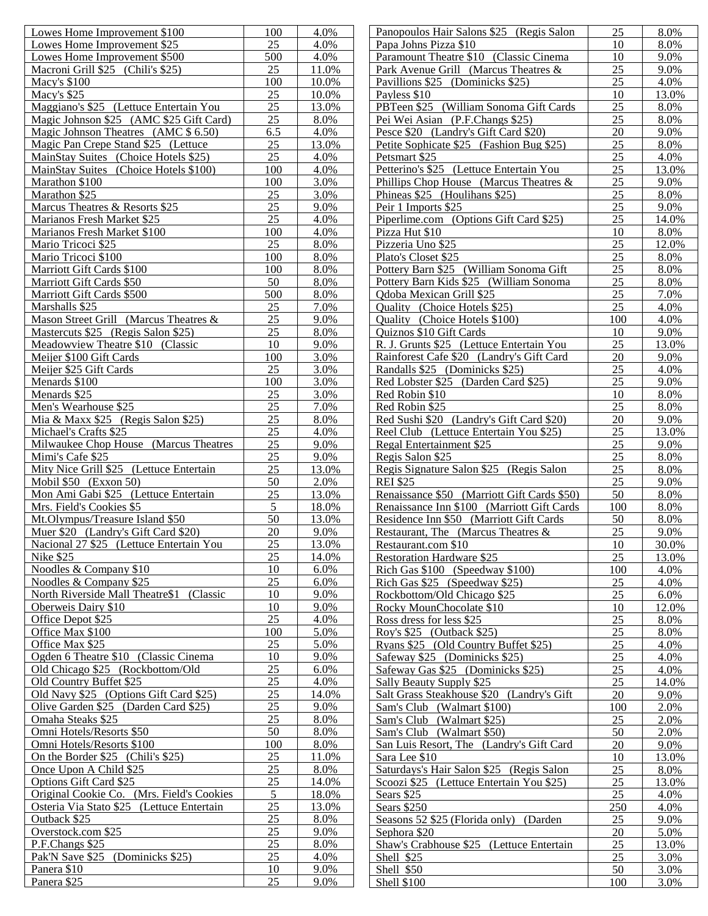| | | |
|---|---|---|
| Lowes Home Improvement $100 | 100 | 4.0% |
| Lowes Home Improvement $25 | 25 | 4.0% |
| Lowes Home Improvement $500 | 500 | 4.0% |
| Macroni Grill $25 (Chili's $25) | 25 | 11.0% |
| Macy's $100 | 100 | 10.0% |
| Macy's $25 | 25 | 10.0% |
| Maggiano's $25 (Lettuce Entertain You | 25 | 13.0% |
| Magic Johnson $25 (AMC $25 Gift Card) | 25 | 8.0% |
| Magic Johnson Theatres (AMC $ 6.50) | 6.5 | 4.0% |
| Magic Pan Crepe Stand $25 (Lettuce | 25 | 13.0% |
| MainStay Suites (Choice Hotels $25) | 25 | 4.0% |
| MainStay Suites (Choice Hotels $100) | 100 | 4.0% |
| Marathon $100 | 100 | 3.0% |
| Marathon $25 | 25 | 3.0% |
| Marcus Theatres & Resorts $25 | 25 | 9.0% |
| Marianos Fresh Market $25 | 25 | 4.0% |
| Marianos Fresh Market $100 | 100 | 4.0% |
| Mario Tricoci $25 | 25 | 8.0% |
| Mario Tricoci $100 | 100 | 8.0% |
| Marriott Gift Cards $100 | 100 | 8.0% |
| Marriott Gift Cards $50 | 50 | 8.0% |
| Marriott Gift Cards $500 | 500 | 8.0% |
| Marshalls $25 | 25 | 7.0% |
| Mason Street Grill (Marcus Theatres & | 25 | 9.0% |
| Mastercuts $25 (Regis Salon $25) | 25 | 8.0% |
| Meadowview Theatre $10 (Classic | 10 | 9.0% |
| Meijer $100 Gift Cards | 100 | 3.0% |
| Meijer $25 Gift Cards | 25 | 3.0% |
| Menards $100 | 100 | 3.0% |
| Menards $25 | 25 | 3.0% |
| Men's Wearhouse $25 | 25 | 7.0% |
| Mia & Maxx $25 (Regis Salon $25) | 25 | 8.0% |
| Michael's Crafts $25 | 25 | 4.0% |
| Milwaukee Chop House (Marcus Theatres | 25 | 9.0% |
| Mimi's Cafe $25 | 25 | 9.0% |
| Mity Nice Grill $25 (Lettuce Entertain | 25 | 13.0% |
| Mobil $50 (Exxon 50) | 50 | 2.0% |
| Mon Ami Gabi $25 (Lettuce Entertain | 25 | 13.0% |
| Mrs. Field's Cookies $5 | 5 | 18.0% |
| Mt.Olympus/Treasure Island $50 | 50 | 13.0% |
| Muer $20 (Landry's Gift Card $20) | 20 | 9.0% |
| Nacional 27 $25 (Lettuce Entertain You | 25 | 13.0% |
| Nike $25 | 25 | 14.0% |
| Noodles & Company $10 | 10 | 6.0% |
| Noodles & Company $25 | 25 | 6.0% |
| North Riverside Mall Theatre$1 (Classic | 10 | 9.0% |
| Oberweis Dairy $10 | 10 | 9.0% |
| Office Depot $25 | 25 | 4.0% |
| Office Max $100 | 100 | 5.0% |
| Office Max $25 | 25 | 5.0% |
| Ogden 6 Theatre $10 (Classic Cinema | 10 | 9.0% |
| Old Chicago $25 (Rockbottom/Old | 25 | 6.0% |
| Old Country Buffet $25 | 25 | 4.0% |
| Old Navy $25 (Options Gift Card $25) | 25 | 14.0% |
| Olive Garden $25 (Darden Card $25) | 25 | 9.0% |
| Omaha Steaks $25 | 25 | 8.0% |
| Omni Hotels/Resorts $50 | 50 | 8.0% |
| Omni Hotels/Resorts $100 | 100 | 8.0% |
| On the Border $25 (Chili's $25) | 25 | 11.0% |
| Once Upon A Child $25 | 25 | 8.0% |
| Options Gift Card $25 | 25 | 14.0% |
| Original Cookie Co. (Mrs. Field's Cookies | 5 | 18.0% |
| Osteria Via Stato $25 (Lettuce Entertain | 25 | 13.0% |
| Outback $25 | 25 | 8.0% |
| Overstock.com $25 | 25 | 9.0% |
| P.F.Changs $25 | 25 | 8.0% |
| Pak'N Save $25 (Dominicks $25) | 25 | 4.0% |
| Panera $10 | 10 | 9.0% |
| Panera $25 | 25 | 9.0% |
| Panopoulos Hair Salons $25 (Regis Salon | 25 | 8.0% |
| Papa Johns Pizza $10 | 10 | 8.0% |
| Paramount Theatre $10 (Classic Cinema | 10 | 9.0% |
| Park Avenue Grill (Marcus Theatres & | 25 | 9.0% |
| Pavillions $25 (Dominicks $25) | 25 | 4.0% |
| Payless $10 | 10 | 13.0% |
| PBTeen $25 (William Sonoma Gift Cards | 25 | 8.0% |
| Pei Wei Asian (P.F.Changs $25) | 25 | 8.0% |
| Pesce $20 (Landry's Gift Card $20) | 20 | 9.0% |
| Petite Sophicate $25 (Fashion Bug $25) | 25 | 8.0% |
| Petsmart $25 | 25 | 4.0% |
| Petterino's $25 (Lettuce Entertain You | 25 | 13.0% |
| Phillips Chop House (Marcus Theatres & | 25 | 9.0% |
| Phineas $25 (Houlihans $25) | 25 | 8.0% |
| Peir 1 Imports $25 | 25 | 9.0% |
| Piperlime.com (Options Gift Card $25) | 25 | 14.0% |
| Pizza Hut $10 | 10 | 8.0% |
| Pizzeria Uno $25 | 25 | 12.0% |
| Plato's Closet $25 | 25 | 8.0% |
| Pottery Barn $25 (William Sonoma Gift | 25 | 8.0% |
| Pottery Barn Kids $25 (William Sonoma | 25 | 8.0% |
| Qdoba Mexican Grill $25 | 25 | 7.0% |
| Quality (Choice Hotels $25) | 25 | 4.0% |
| Quality (Choice Hotels $100) | 100 | 4.0% |
| Quiznos $10 Gift Cards | 10 | 9.0% |
| R. J. Grunts $25 (Lettuce Entertain You | 25 | 13.0% |
| Rainforest Cafe $20 (Landry's Gift Card | 20 | 9.0% |
| Randalls $25 (Dominicks $25) | 25 | 4.0% |
| Red Lobster $25 (Darden Card $25) | 25 | 9.0% |
| Red Robin $10 | 10 | 8.0% |
| Red Robin $25 | 25 | 8.0% |
| Red Sushi $20 (Landry's Gift Card $20) | 20 | 9.0% |
| Reel Club (Lettuce Entertain You $25) | 25 | 13.0% |
| Regal Entertainment $25 | 25 | 9.0% |
| Regis Salon $25 | 25 | 8.0% |
| Regis Signature Salon $25 (Regis Salon | 25 | 8.0% |
| REI $25 | 25 | 9.0% |
| Renaissance $50 (Marriott Gift Cards $50) | 50 | 8.0% |
| Renaissance Inn $100 (Marriott Gift Cards | 100 | 8.0% |
| Residence Inn $50 (Marriott Gift Cards | 50 | 8.0% |
| Restaurant, The (Marcus Theatres & | 25 | 9.0% |
| Restaurant.com $10 | 10 | 30.0% |
| Restoration Hardware $25 | 25 | 13.0% |
| Rich Gas $100 (Speedway $100) | 100 | 4.0% |
| Rich Gas $25 (Speedway $25) | 25 | 4.0% |
| Rockbottom/Old Chicago $25 | 25 | 6.0% |
| Rocky MounChocolate $10 | 10 | 12.0% |
| Ross dress for less $25 | 25 | 8.0% |
| Roy's $25 (Outback $25) | 25 | 8.0% |
| Ryans $25 (Old Country Buffet $25) | 25 | 4.0% |
| Safeway $25 (Dominicks $25) | 25 | 4.0% |
| Safeway Gas $25 (Dominicks $25) | 25 | 4.0% |
| Sally Beauty Supply $25 | 25 | 14.0% |
| Salt Grass Steakhouse $20 (Landry's Gift | 20 | 9.0% |
| Sam's Club (Walmart $100) | 100 | 2.0% |
| Sam's Club (Walmart $25) | 25 | 2.0% |
| Sam's Club (Walmart $50) | 50 | 2.0% |
| San Luis Resort, The (Landry's Gift Card | 20 | 9.0% |
| Sara Lee $10 | 10 | 13.0% |
| Saturdays's Hair Salon $25 (Regis Salon | 25 | 8.0% |
| Scoozi $25 (Lettuce Entertain You $25) | 25 | 13.0% |
| Sears $25 | 25 | 4.0% |
| Sears $250 | 250 | 4.0% |
| Seasons 52 $25 (Florida only) (Darden | 25 | 9.0% |
| Sephora $20 | 20 | 5.0% |
| Shaw's Crabhouse $25 (Lettuce Entertain | 25 | 13.0% |
| Shell $25 | 25 | 3.0% |
| Shell $50 | 50 | 3.0% |
| Shell $100 | 100 | 3.0% |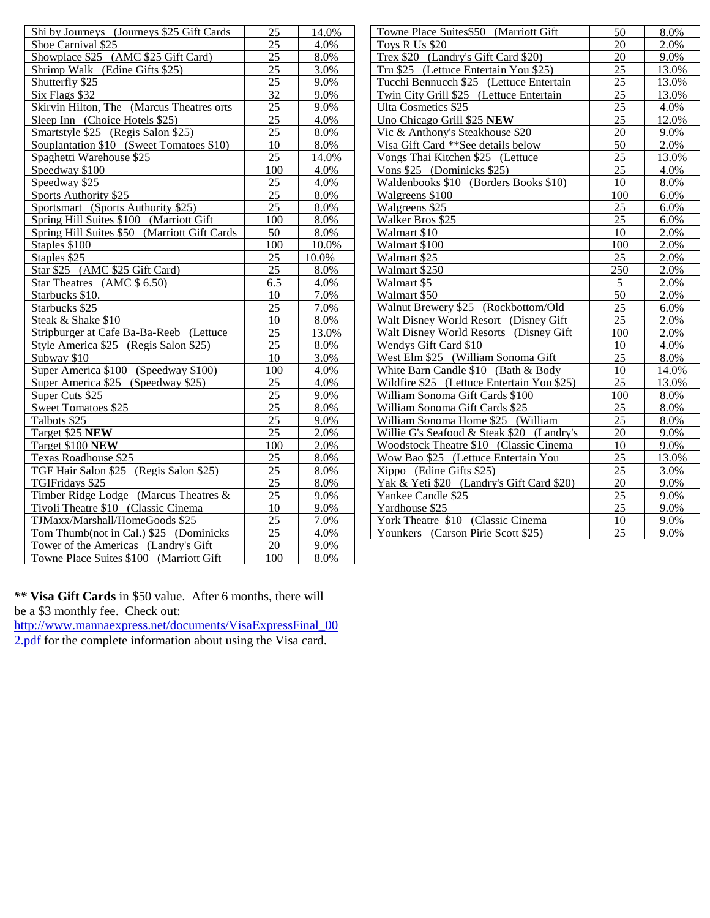| | | |
|---|---|---|
| Shi by Journeys (Journeys $25 Gift Cards | 25 | 14.0% |
| Shoe Carnival $25 | 25 | 4.0% |
| Showplace $25 (AMC $25 Gift Card) | 25 | 8.0% |
| Shrimp Walk (Edine Gifts $25) | 25 | 3.0% |
| Shutterfly $25 | 25 | 9.0% |
| Six Flags $32 | 32 | 9.0% |
| Skirvin Hilton, The (Marcus Theatres orts | 25 | 9.0% |
| Sleep Inn (Choice Hotels $25) | 25 | 4.0% |
| Smartstyle $25 (Regis Salon $25) | 25 | 8.0% |
| Souplantation $10 (Sweet Tomatoes $10) | 10 | 8.0% |
| Spaghetti Warehouse $25 | 25 | 14.0% |
| Speedway $100 | 100 | 4.0% |
| Speedway $25 | 25 | 4.0% |
| Sports Authority $25 | 25 | 8.0% |
| Sportsmart (Sports Authority $25) | 25 | 8.0% |
| Spring Hill Suites $100 (Marriott Gift | 100 | 8.0% |
| Spring Hill Suites $50 (Marriott Gift Cards | 50 | 8.0% |
| Staples $100 | 100 | 10.0% |
| Staples $25 | 25 | 10.0% |
| Star $25 (AMC $25 Gift Card) | 25 | 8.0% |
| Star Theatres (AMC $ 6.50) | 6.5 | 4.0% |
| Starbucks $10. | 10 | 7.0% |
| Starbucks $25 | 25 | 7.0% |
| Steak & Shake $10 | 10 | 8.0% |
| Stripburger at Cafe Ba-Ba-Reeb (Lettuce | 25 | 13.0% |
| Style America $25 (Regis Salon $25) | 25 | 8.0% |
| Subway $10 | 10 | 3.0% |
| Super America $100 (Speedway $100) | 100 | 4.0% |
| Super America $25 (Speedway $25) | 25 | 4.0% |
| Super Cuts $25 | 25 | 9.0% |
| Sweet Tomatoes $25 | 25 | 8.0% |
| Talbots $25 | 25 | 9.0% |
| Target $25 **NEW** | 25 | 2.0% |
| Target $100 **NEW** | 100 | 2.0% |
| Texas Roadhouse $25 | 25 | 8.0% |
| TGF Hair Salon $25 (Regis Salon $25) | 25 | 8.0% |
| TGIFridays $25 | 25 | 8.0% |
| Timber Ridge Lodge (Marcus Theatres & | 25 | 9.0% |
| Tivoli Theatre $10 (Classic Cinema | 10 | 9.0% |
| TJMaxx/Marshall/HomeGoods $25 | 25 | 7.0% |
| Tom Thumb(not in Cal.) $25 (Dominicks | 25 | 4.0% |
| Tower of the Americas (Landry's Gift | 20 | 9.0% |
| Towne Place Suites $100 (Marriott Gift | 100 | 8.0% |
| Towne Place Suites$50 (Marriott Gift | 50 | 8.0% |
| Toys R Us $20 | 20 | 2.0% |
| Trex $20 (Landry's Gift Card $20) | 20 | 9.0% |
| Tru $25 (Lettuce Entertain You $25) | 25 | 13.0% |
| Tucchi Bennucch $25 (Lettuce Entertain | 25 | 13.0% |
| Twin City Grill $25 (Lettuce Entertain | 25 | 13.0% |
| Ulta Cosmetics $25 | 25 | 4.0% |
| Uno Chicago Grill $25 **NEW** | 25 | 12.0% |
| Vic & Anthony's Steakhouse $20 | 20 | 9.0% |
| Visa Gift Card **See details below | 50 | 2.0% |
| Vongs Thai Kitchen $25 (Lettuce | 25 | 13.0% |
| Vons $25 (Dominicks $25) | 25 | 4.0% |
| Waldenbooks $10 (Borders Books $10) | 10 | 8.0% |
| Walgreens $100 | 100 | 6.0% |
| Walgreens $25 | 25 | 6.0% |
| Walker Bros $25 | 25 | 6.0% |
| Walmart $10 | 10 | 2.0% |
| Walmart $100 | 100 | 2.0% |
| Walmart $25 | 25 | 2.0% |
| Walmart $250 | 250 | 2.0% |
| Walmart $5 | 5 | 2.0% |
| Walmart $50 | 50 | 2.0% |
| Walnut Brewery $25 (Rockbottom/Old | 25 | 6.0% |
| Walt Disney World Resort (Disney Gift | 25 | 2.0% |
| Walt Disney World Resorts (Disney Gift | 100 | 2.0% |
| Wendys Gift Card $10 | 10 | 4.0% |
| West Elm $25 (William Sonoma Gift | 25 | 8.0% |
| White Barn Candle $10 (Bath & Body | 10 | 14.0% |
| Wildfire $25 (Lettuce Entertain You $25) | 25 | 13.0% |
| William Sonoma Gift Cards $100 | 100 | 8.0% |
| William Sonoma Gift Cards $25 | 25 | 8.0% |
| William Sonoma Home $25 (William | 25 | 8.0% |
| Willie G's Seafood & Steak $20 (Landry's | 20 | 9.0% |
| Woodstock Theatre $10 (Classic Cinema | 10 | 9.0% |
| Wow Bao $25 (Lettuce Entertain You | 25 | 13.0% |
| Xippo (Edine Gifts $25) | 25 | 3.0% |
| Yak & Yeti $20 (Landry's Gift Card $20) | 20 | 9.0% |
| Yankee Candle $25 | 25 | 9.0% |
| Yardhouse $25 | 25 | 9.0% |
| York Theatre $10 (Classic Cinema | 10 | 9.0% |
| Younkers (Carson Pirie Scott $25) | 25 | 9.0% |

***\*\* Visa Gift Cards*** in $50 value. After 6 months, there will be a $3 monthly fee. Check out: http://www.mannaexpress.net/documents/VisaExpressFinal_002.pdf for the complete information about using the Visa card.